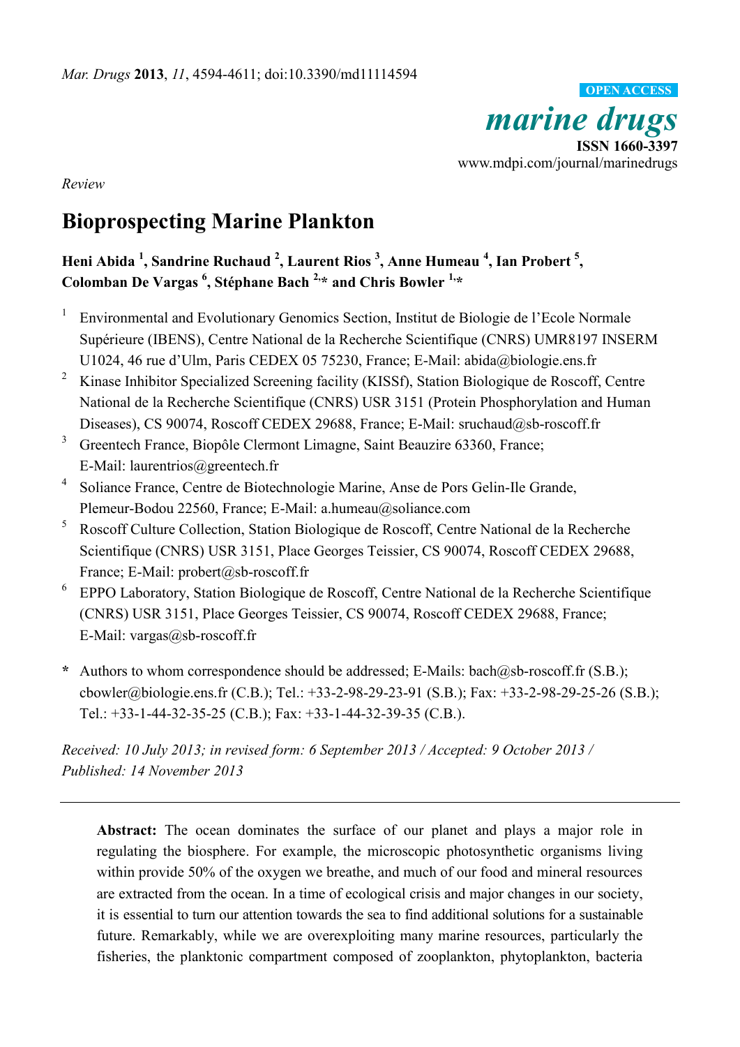*Review*

# Bioprospecting Marine Plankton

**Heni Abida [1], Sandrine Ruchaud [2], Laurent Rios [3], Anne Humeau [4], Ian Probert [5], Colomban De Vargas [6], Stéphane Bach [2,*] and Chris Bowler [1,*]**

1. Environmental and Evolutionary Genomics Section, Institut de Biologie de l'Ecole Normale Supérieure (IBENS), Centre National de la Recherche Scientifique (CNRS) UMR8197 INSERM U1024, 46 rue d'Ulm, Paris CEDEX 05 75230, France; E-Mail: abida@biologie.ens.fr
2. Kinase Inhibitor Specialized Screening facility (KISSf), Station Biologique de Roscoff, Centre National de la Recherche Scientifique (CNRS) USR 3151 (Protein Phosphorylation and Human Diseases), CS 90074, Roscoff CEDEX 29688, France; E-Mail: sruchaud@sb-roscoff.fr
3. Greentech France, Biopôle Clermont Limagne, Saint Beauzire 63360, France; E-Mail: laurentrios@greentech.fr
4. Soliance France, Centre de Biotechnologie Marine, Anse de Pors Gelin-Ile Grande, Plemeur-Bodou 22560, France; E-Mail: a.humeau@soliance.com
5. Roscoff Culture Collection, Station Biologique de Roscoff, Centre National de la Recherche Scientifique (CNRS) USR 3151, Place Georges Teissier, CS 90074, Roscoff CEDEX 29688, France; E-Mail: probert@sb-roscoff.fr
6. EPPO Laboratory, Station Biologique de Roscoff, Centre National de la Recherche Scientifique (CNRS) USR 3151, Place Georges Teissier, CS 90074, Roscoff CEDEX 29688, France; E-Mail: vargas@sb-roscoff.fr

\* Authors to whom correspondence should be addressed; E-Mails: bach@sb-roscoff.fr (S.B.); cbowler@biologie.ens.fr (C.B.); Tel.: +33-2-98-29-23-91 (S.B.); Fax: +33-2-98-29-25-26 (S.B.); Tel.: +33-1-44-32-35-25 (C.B.); Fax: +33-1-44-32-39-35 (C.B.).

*Received: 10 July 2013; in revised form: 6 September 2013 / Accepted: 9 October 2013 / Published: 14 November 2013*

---

**Abstract:** The ocean dominates the surface of our planet and plays a major role in regulating the biosphere. For example, the microscopic photosynthetic organisms living within provide 50% of the oxygen we breathe, and much of our food and mineral resources are extracted from the ocean. In a time of ecological crisis and major changes in our society, it is essential to turn our attention towards the sea to find additional solutions for a sustainable future. Remarkably, while we are overexploiting many marine resources, particularly the fisheries, the planktonic compartment composed of zooplankton, phytoplankton, bacteria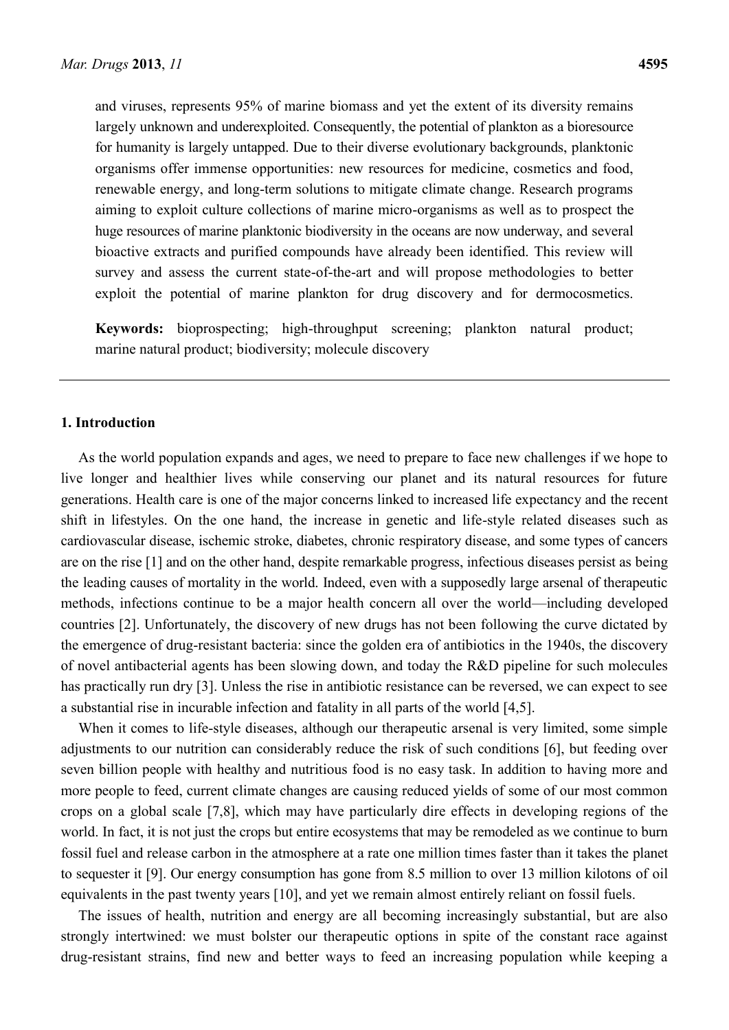and viruses, represents 95% of marine biomass and yet the extent of its diversity remains largely unknown and underexploited. Consequently, the potential of plankton as a bioresource for humanity is largely untapped. Due to their diverse evolutionary backgrounds, planktonic organisms offer immense opportunities: new resources for medicine, cosmetics and food, renewable energy, and long-term solutions to mitigate climate change. Research programs aiming to exploit culture collections of marine micro-organisms as well as to prospect the huge resources of marine planktonic biodiversity in the oceans are now underway, and several bioactive extracts and purified compounds have already been identified. This review will survey and assess the current state-of-the-art and will propose methodologies to better exploit the potential of marine plankton for drug discovery and for dermocosmetics.

**Keywords:** bioprospecting; high-throughput screening; plankton natural product; marine natural product; biodiversity; molecule discovery

## 1. Introduction

As the world population expands and ages, we need to prepare to face new challenges if we hope to live longer and healthier lives while conserving our planet and its natural resources for future generations. Health care is one of the major concerns linked to increased life expectancy and the recent shift in lifestyles. On the one hand, the increase in genetic and life-style related diseases such as cardiovascular disease, ischemic stroke, diabetes, chronic respiratory disease, and some types of cancers are on the rise [1] and on the other hand, despite remarkable progress, infectious diseases persist as being the leading causes of mortality in the world. Indeed, even with a supposedly large arsenal of therapeutic methods, infections continue to be a major health concern all over the world—including developed countries [2]. Unfortunately, the discovery of new drugs has not been following the curve dictated by the emergence of drug-resistant bacteria: since the golden era of antibiotics in the 1940s, the discovery of novel antibacterial agents has been slowing down, and today the R&D pipeline for such molecules has practically run dry [3]. Unless the rise in antibiotic resistance can be reversed, we can expect to see a substantial rise in incurable infection and fatality in all parts of the world [4,5].

When it comes to life-style diseases, although our therapeutic arsenal is very limited, some simple adjustments to our nutrition can considerably reduce the risk of such conditions [6], but feeding over seven billion people with healthy and nutritious food is no easy task. In addition to having more and more people to feed, current climate changes are causing reduced yields of some of our most common crops on a global scale [7,8], which may have particularly dire effects in developing regions of the world. In fact, it is not just the crops but entire ecosystems that may be remodeled as we continue to burn fossil fuel and release carbon in the atmosphere at a rate one million times faster than it takes the planet to sequester it [9]. Our energy consumption has gone from 8.5 million to over 13 million kilotons of oil equivalents in the past twenty years [10], and yet we remain almost entirely reliant on fossil fuels.

The issues of health, nutrition and energy are all becoming increasingly substantial, but are also strongly intertwined: we must bolster our therapeutic options in spite of the constant race against drug-resistant strains, find new and better ways to feed an increasing population while keeping a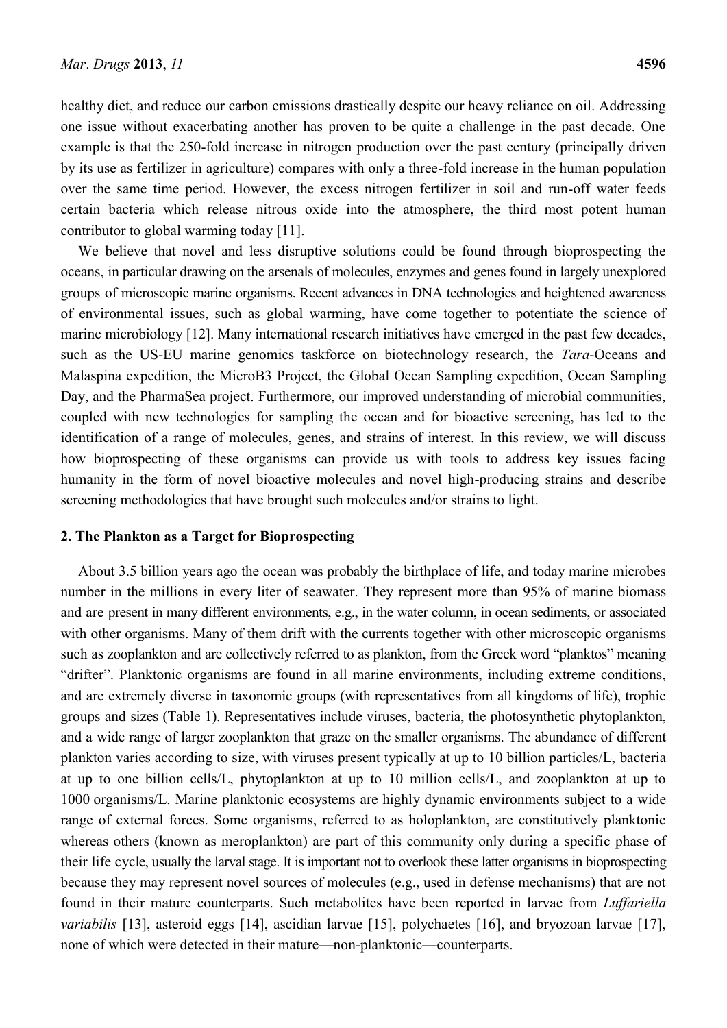healthy diet, and reduce our carbon emissions drastically despite our heavy reliance on oil. Addressing one issue without exacerbating another has proven to be quite a challenge in the past decade. One example is that the 250-fold increase in nitrogen production over the past century (principally driven by its use as fertilizer in agriculture) compares with only a three-fold increase in the human population over the same time period. However, the excess nitrogen fertilizer in soil and run-off water feeds certain bacteria which release nitrous oxide into the atmosphere, the third most potent human contributor to global warming today [11].

We believe that novel and less disruptive solutions could be found through bioprospecting the oceans, in particular drawing on the arsenals of molecules, enzymes and genes found in largely unexplored groups of microscopic marine organisms. Recent advances in DNA technologies and heightened awareness of environmental issues, such as global warming, have come together to potentiate the science of marine microbiology [12]. Many international research initiatives have emerged in the past few decades, such as the US-EU marine genomics taskforce on biotechnology research, the *Tara*-Oceans and Malaspina expedition, the MicroB3 Project, the Global Ocean Sampling expedition, Ocean Sampling Day, and the PharmaSea project. Furthermore, our improved understanding of microbial communities, coupled with new technologies for sampling the ocean and for bioactive screening, has led to the identification of a range of molecules, genes, and strains of interest. In this review, we will discuss how bioprospecting of these organisms can provide us with tools to address key issues facing humanity in the form of novel bioactive molecules and novel high-producing strains and describe screening methodologies that have brought such molecules and/or strains to light.

## 2. The Plankton as a Target for Bioprospecting

About 3.5 billion years ago the ocean was probably the birthplace of life, and today marine microbes number in the millions in every liter of seawater. They represent more than 95% of marine biomass and are present in many different environments, e.g., in the water column, in ocean sediments, or associated with other organisms. Many of them drift with the currents together with other microscopic organisms such as zooplankton and are collectively referred to as plankton, from the Greek word "planktos" meaning "drifter". Planktonic organisms are found in all marine environments, including extreme conditions, and are extremely diverse in taxonomic groups (with representatives from all kingdoms of life), trophic groups and sizes (Table 1). Representatives include viruses, bacteria, the photosynthetic phytoplankton, and a wide range of larger zooplankton that graze on the smaller organisms. The abundance of different plankton varies according to size, with viruses present typically at up to 10 billion particles/L, bacteria at up to one billion cells/L, phytoplankton at up to 10 million cells/L, and zooplankton at up to 1000 organisms/L. Marine planktonic ecosystems are highly dynamic environments subject to a wide range of external forces. Some organisms, referred to as holoplankton, are constitutively planktonic whereas others (known as meroplankton) are part of this community only during a specific phase of their life cycle, usually the larval stage. It is important not to overlook these latter organisms in bioprospecting because they may represent novel sources of molecules (e.g., used in defense mechanisms) that are not found in their mature counterparts. Such metabolites have been reported in larvae from *Luffariella variabilis* [13], asteroid eggs [14], ascidian larvae [15], polychaetes [16], and bryozoan larvae [17], none of which were detected in their mature—non-planktonic—counterparts.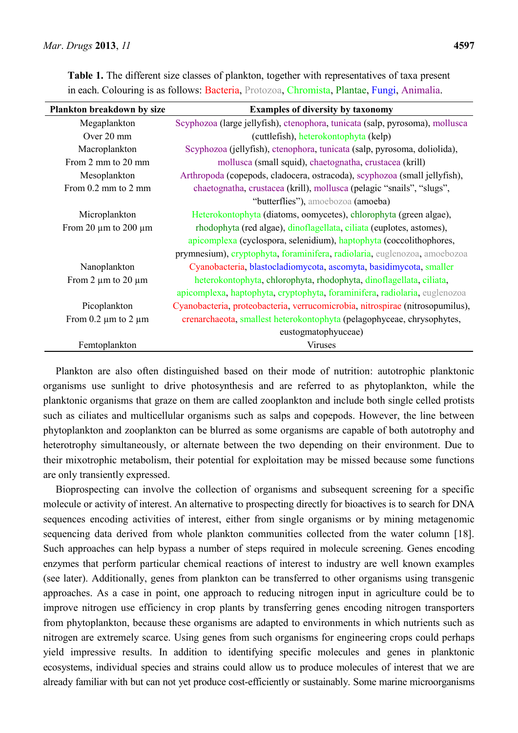**Table 1.** The different size classes of plankton, together with representatives of taxa present in each. Colouring is as follows: Bacteria, Protozoa, Chromista, Plantae, Fungi, Animalia.

| Plankton breakdown by size | Examples of diversity by taxonomy |
|---|---|
| Megaplankton Over 20 mm | Scyphozoa (large jellyfish), ctenophora, tunicata (salp, pyrosoma), mollusca (cuttlefish), heterokontophyta (kelp) |
| Macroplankton From 2 mm to 20 mm | Scyphozoa (jellyfish), ctenophora, tunicata (salp, pyrosoma, doliolida), mollusca (small squid), chaetognatha, crustacea (krill) |
| Mesoplankton From 0.2 mm to 2 mm | Arthropoda (copepods, cladocera, ostracoda), scyphozoa (small jellyfish), chaetognatha, crustacea (krill), mollusca (pelagic "snails", "slugs", "butterflies"), amoebozoa (amoeba) |
| Microplankton From 20 µm to 200 µm | Heterokontophyta (diatoms, oomycetes), chlorophyta (green algae), rhodophyta (red algae), dinoflagellata, ciliata (euplotes, astomes), apicomplexa (cyclospora, selenidium), haptophyta (coccolithophores, prymnesium), cryptophyta, foraminifera, radiolaria, euglenozoa, amoebozoa |
| Nanoplankton From 2 µm to 20 µm | Cyanobacteria, blastocladiomycota, ascomyta, basidimycota, smaller heterokontophyta, chlorophyta, rhodophyta, dinoflagellata, ciliata, apicomplexa, haptophyta, cryptophyta, foraminifera, radiolaria, euglenozoa |
| Picoplankton From 0.2 µm to 2 µm | Cyanobacteria, proteobacteria, verrucomicrobia, nitrospirae (nitrosopumilus), crenarchaeota, smallest heterokontophyta (pelagophyceae, chrysophytes, eustogmatophyuceae) |
| Femtoplankton | Viruses |

Plankton are also often distinguished based on their mode of nutrition: autotrophic planktonic organisms use sunlight to drive photosynthesis and are referred to as phytoplankton, while the planktonic organisms that graze on them are called zooplankton and include both single celled protists such as ciliates and multicellular organisms such as salps and copepods. However, the line between phytoplankton and zooplankton can be blurred as some organisms are capable of both autotrophy and heterotrophy simultaneously, or alternate between the two depending on their environment. Due to their mixotrophic metabolism, their potential for exploitation may be missed because some functions are only transiently expressed.

Bioprospecting can involve the collection of organisms and subsequent screening for a specific molecule or activity of interest. An alternative to prospecting directly for bioactives is to search for DNA sequences encoding activities of interest, either from single organisms or by mining metagenomic sequencing data derived from whole plankton communities collected from the water column [18]. Such approaches can help bypass a number of steps required in molecule screening. Genes encoding enzymes that perform particular chemical reactions of interest to industry are well known examples (see later). Additionally, genes from plankton can be transferred to other organisms using transgenic approaches. As a case in point, one approach to reducing nitrogen input in agriculture could be to improve nitrogen use efficiency in crop plants by transferring genes encoding nitrogen transporters from phytoplankton, because these organisms are adapted to environments in which nutrients such as nitrogen are extremely scarce. Using genes from such organisms for engineering crops could perhaps yield impressive results. In addition to identifying specific molecules and genes in planktonic ecosystems, individual species and strains could allow us to produce molecules of interest that we are already familiar with but can not yet produce cost-efficiently or sustainably. Some marine microorganisms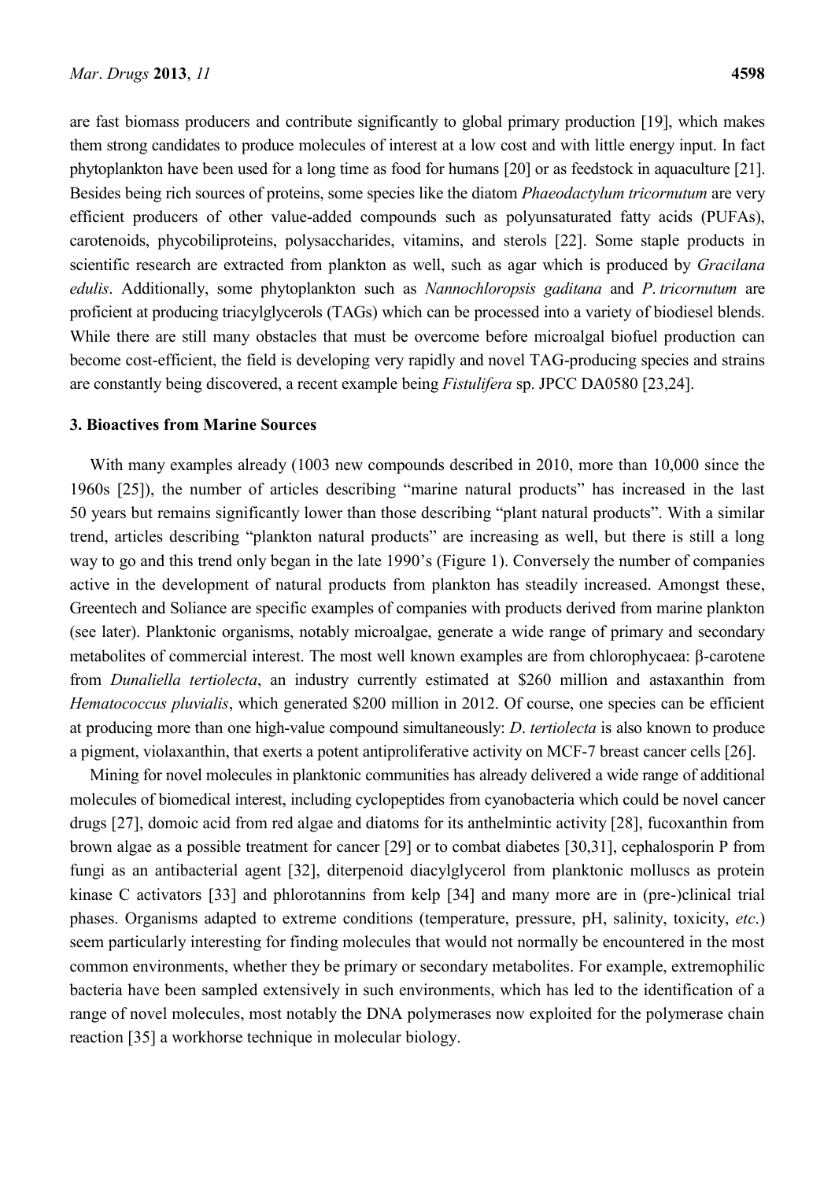are fast biomass producers and contribute significantly to global primary production [19], which makes them strong candidates to produce molecules of interest at a low cost and with little energy input. In fact phytoplankton have been used for a long time as food for humans [20] or as feedstock in aquaculture [21]. Besides being rich sources of proteins, some species like the diatom *Phaeodactylum tricornutum* are very efficient producers of other value-added compounds such as polyunsaturated fatty acids (PUFAs), carotenoids, phycobiliproteins, polysaccharides, vitamins, and sterols [22]. Some staple products in scientific research are extracted from plankton as well, such as agar which is produced by *Gracilana edulis*. Additionally, some phytoplankton such as *Nannochloropsis gaditana* and *P. tricornutum* are proficient at producing triacylglycerols (TAGs) which can be processed into a variety of biodiesel blends. While there are still many obstacles that must be overcome before microalgal biofuel production can become cost-efficient, the field is developing very rapidly and novel TAG-producing species and strains are constantly being discovered, a recent example being *Fistulifera* sp. JPCC DA0580 [23,24].

## 3. Bioactives from Marine Sources

With many examples already (1003 new compounds described in 2010, more than 10,000 since the 1960s [25]), the number of articles describing "marine natural products" has increased in the last 50 years but remains significantly lower than those describing "plant natural products". With a similar trend, articles describing "plankton natural products" are increasing as well, but there is still a long way to go and this trend only began in the late 1990's (Figure 1). Conversely the number of companies active in the development of natural products from plankton has steadily increased. Amongst these, Greentech and Soliance are specific examples of companies with products derived from marine plankton (see later). Planktonic organisms, notably microalgae, generate a wide range of primary and secondary metabolites of commercial interest. The most well known examples are from chlorophycaea: β-carotene from *Dunaliella tertiolecta*, an industry currently estimated at $260 million and astaxanthin from *Hematococcus pluvialis*, which generated $200 million in 2012. Of course, one species can be efficient at producing more than one high-value compound simultaneously: *D. tertiolecta* is also known to produce a pigment, violaxanthin, that exerts a potent antiproliferative activity on MCF-7 breast cancer cells [26].

Mining for novel molecules in planktonic communities has already delivered a wide range of additional molecules of biomedical interest, including cyclopeptides from cyanobacteria which could be novel cancer drugs [27], domoic acid from red algae and diatoms for its anthelmintic activity [28], fucoxanthin from brown algae as a possible treatment for cancer [29] or to combat diabetes [30,31], cephalosporin P from fungi as an antibacterial agent [32], diterpenoid diacylglycerol from planktonic molluscs as protein kinase C activators [33] and phlorotannins from kelp [34] and many more are in (pre-)clinical trial phases. Organisms adapted to extreme conditions (temperature, pressure, pH, salinity, toxicity, *etc*.) seem particularly interesting for finding molecules that would not normally be encountered in the most common environments, whether they be primary or secondary metabolites. For example, extremophilic bacteria have been sampled extensively in such environments, which has led to the identification of a range of novel molecules, most notably the DNA polymerases now exploited for the polymerase chain reaction [35] a workhorse technique in molecular biology.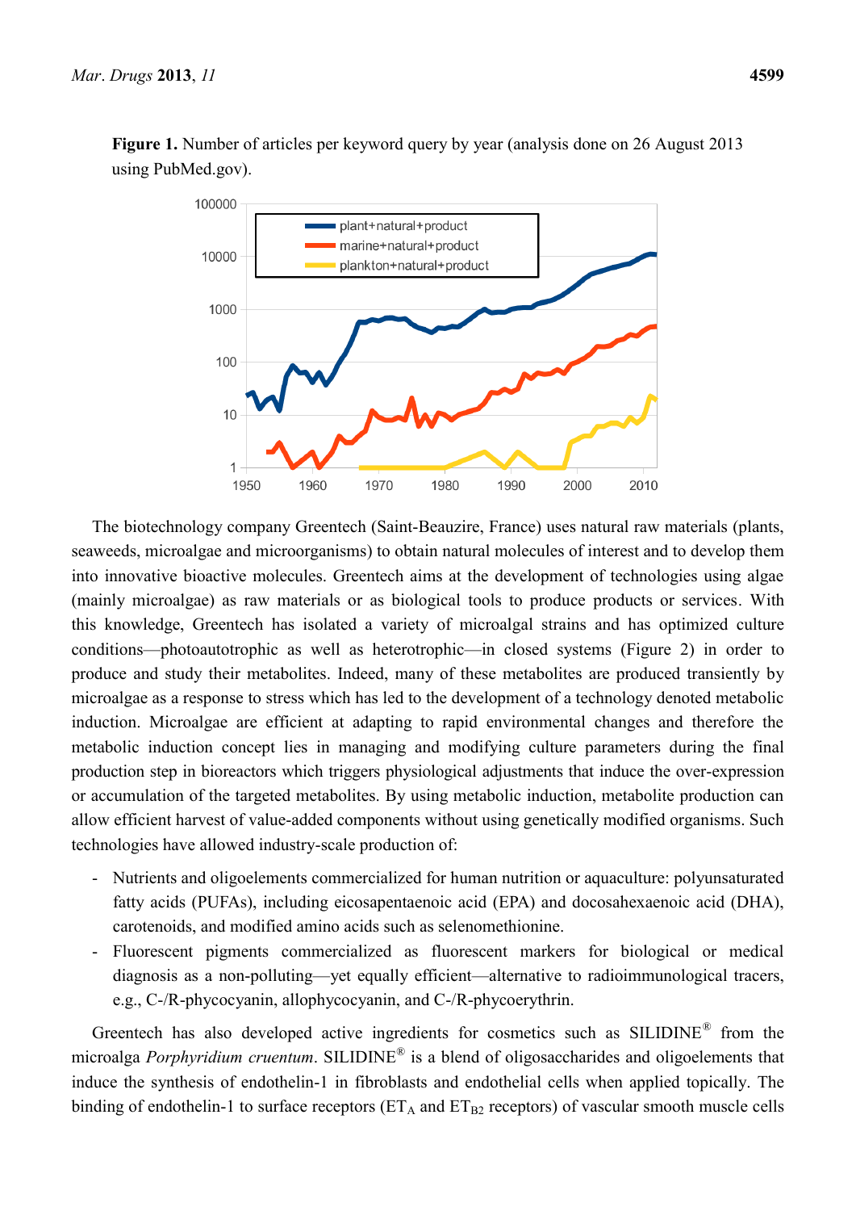**Figure 1.** Number of articles per keyword query by year (analysis done on 26 August 2013 using PubMed.gov).

The biotechnology company Greentech (Saint-Beauzire, France) uses natural raw materials (plants, seaweeds, microalgae and microorganisms) to obtain natural molecules of interest and to develop them into innovative bioactive molecules. Greentech aims at the development of technologies using algae (mainly microalgae) as raw materials or as biological tools to produce products or services. With this knowledge, Greentech has isolated a variety of microalgal strains and has optimized culture conditions—photoautotrophic as well as heterotrophic—in closed systems (Figure 2) in order to produce and study their metabolites. Indeed, many of these metabolites are produced transiently by microalgae as a response to stress which has led to the development of a technology denoted metabolic induction. Microalgae are efficient at adapting to rapid environmental changes and therefore the metabolic induction concept lies in managing and modifying culture parameters during the final production step in bioreactors which triggers physiological adjustments that induce the over-expression or accumulation of the targeted metabolites. By using metabolic induction, metabolite production can allow efficient harvest of value-added components without using genetically modified organisms. Such technologies have allowed industry-scale production of:

- Nutrients and oligoelements commercialized for human nutrition or aquaculture: polyunsaturated fatty acids (PUFAs), including eicosapentaenoic acid (EPA) and docosahexaenoic acid (DHA), carotenoids, and modified amino acids such as selenomethionine.
- Fluorescent pigments commercialized as fluorescent markers for biological or medical diagnosis as a non-polluting—yet equally efficient—alternative to radioimmunological tracers, e.g., C-/R-phycocyanin, allophycocyanin, and C-/R-phycoerythrin.

Greentech has also developed active ingredients for cosmetics such as SILIDINE® from the microalga *Porphyridium cruentum*. SILIDINE® is a blend of oligosaccharides and oligoelements that induce the synthesis of endothelin-1 in fibroblasts and endothelial cells when applied topically. The binding of endothelin-1 to surface receptors ($ET_A$ and $ET_{B2}$ receptors) of vascular smooth muscle cells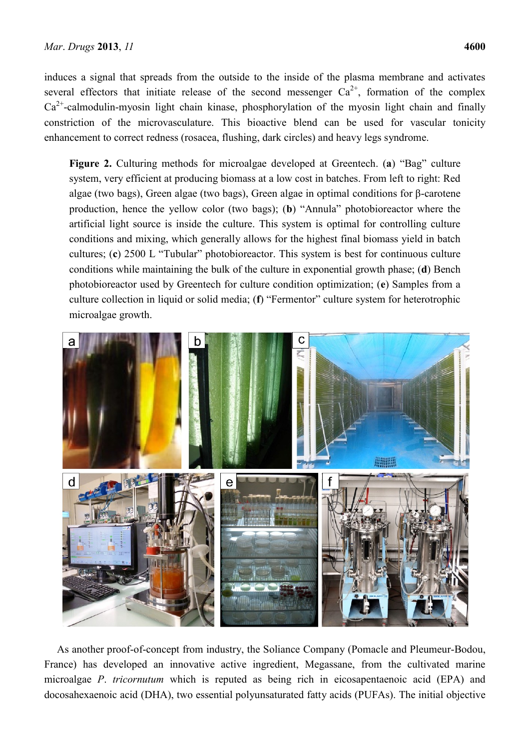induces a signal that spreads from the outside to the inside of the plasma membrane and activates several effectors that initiate release of the second messenger $Ca^{2+}$, formation of the complex $Ca^{2+}$-calmodulin-myosin light chain kinase, phosphorylation of the myosin light chain and finally constriction of the microvasculature. This bioactive blend can be used for vascular tonicity enhancement to correct redness (rosacea, flushing, dark circles) and heavy legs syndrome.

**Figure 2.** Culturing methods for microalgae developed at Greentech. (**a**) "Bag" culture system, very efficient at producing biomass at a low cost in batches. From left to right: Red algae (two bags), Green algae (two bags), Green algae in optimal conditions for β-carotene production, hence the yellow color (two bags); (**b**) "Annula" photobioreactor where the artificial light source is inside the culture. This system is optimal for controlling culture conditions and mixing, which generally allows for the highest final biomass yield in batch cultures; (**c**) 2500 L "Tubular" photobioreactor. This system is best for continuous culture conditions while maintaining the bulk of the culture in exponential growth phase; (**d**) Bench photobioreactor used by Greentech for culture condition optimization; (**e**) Samples from a culture collection in liquid or solid media; (**f**) "Fermentor" culture system for heterotrophic microalgae growth.

As another proof-of-concept from industry, the Soliance Company (Pomacle and Pleumeur-Bodou, France) has developed an innovative active ingredient, Megassane, from the cultivated marine microalgae *P. tricornutum* which is reputed as being rich in eicosapentaenoic acid (EPA) and docosahexaenoic acid (DHA), two essential polyunsaturated fatty acids (PUFAs). The initial objective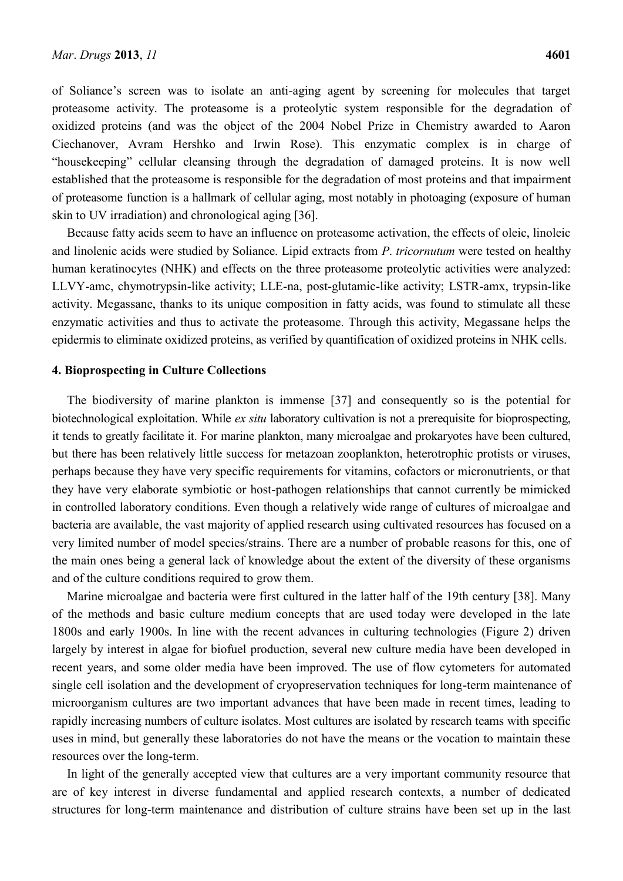of Soliance's screen was to isolate an anti-aging agent by screening for molecules that target proteasome activity. The proteasome is a proteolytic system responsible for the degradation of oxidized proteins (and was the object of the 2004 Nobel Prize in Chemistry awarded to Aaron Ciechanover, Avram Hershko and Irwin Rose). This enzymatic complex is in charge of "housekeeping" cellular cleansing through the degradation of damaged proteins. It is now well established that the proteasome is responsible for the degradation of most proteins and that impairment of proteasome function is a hallmark of cellular aging, most notably in photoaging (exposure of human skin to UV irradiation) and chronological aging [36].

Because fatty acids seem to have an influence on proteasome activation, the effects of oleic, linoleic and linolenic acids were studied by Soliance. Lipid extracts from *P. tricornutum* were tested on healthy human keratinocytes (NHK) and effects on the three proteasome proteolytic activities were analyzed: LLVY-amc, chymotrypsin-like activity; LLE-na, post-glutamic-like activity; LSTR-amx, trypsin-like activity. Megassane, thanks to its unique composition in fatty acids, was found to stimulate all these enzymatic activities and thus to activate the proteasome. Through this activity, Megassane helps the epidermis to eliminate oxidized proteins, as verified by quantification of oxidized proteins in NHK cells.

## 4. Bioprospecting in Culture Collections

The biodiversity of marine plankton is immense [37] and consequently so is the potential for biotechnological exploitation. While *ex situ* laboratory cultivation is not a prerequisite for bioprospecting, it tends to greatly facilitate it. For marine plankton, many microalgae and prokaryotes have been cultured, but there has been relatively little success for metazoan zooplankton, heterotrophic protists or viruses, perhaps because they have very specific requirements for vitamins, cofactors or micronutrients, or that they have very elaborate symbiotic or host-pathogen relationships that cannot currently be mimicked in controlled laboratory conditions. Even though a relatively wide range of cultures of microalgae and bacteria are available, the vast majority of applied research using cultivated resources has focused on a very limited number of model species/strains. There are a number of probable reasons for this, one of the main ones being a general lack of knowledge about the extent of the diversity of these organisms and of the culture conditions required to grow them.

Marine microalgae and bacteria were first cultured in the latter half of the 19th century [38]. Many of the methods and basic culture medium concepts that are used today were developed in the late 1800s and early 1900s. In line with the recent advances in culturing technologies (Figure 2) driven largely by interest in algae for biofuel production, several new culture media have been developed in recent years, and some older media have been improved. The use of flow cytometers for automated single cell isolation and the development of cryopreservation techniques for long-term maintenance of microorganism cultures are two important advances that have been made in recent times, leading to rapidly increasing numbers of culture isolates. Most cultures are isolated by research teams with specific uses in mind, but generally these laboratories do not have the means or the vocation to maintain these resources over the long-term.

In light of the generally accepted view that cultures are a very important community resource that are of key interest in diverse fundamental and applied research contexts, a number of dedicated structures for long-term maintenance and distribution of culture strains have been set up in the last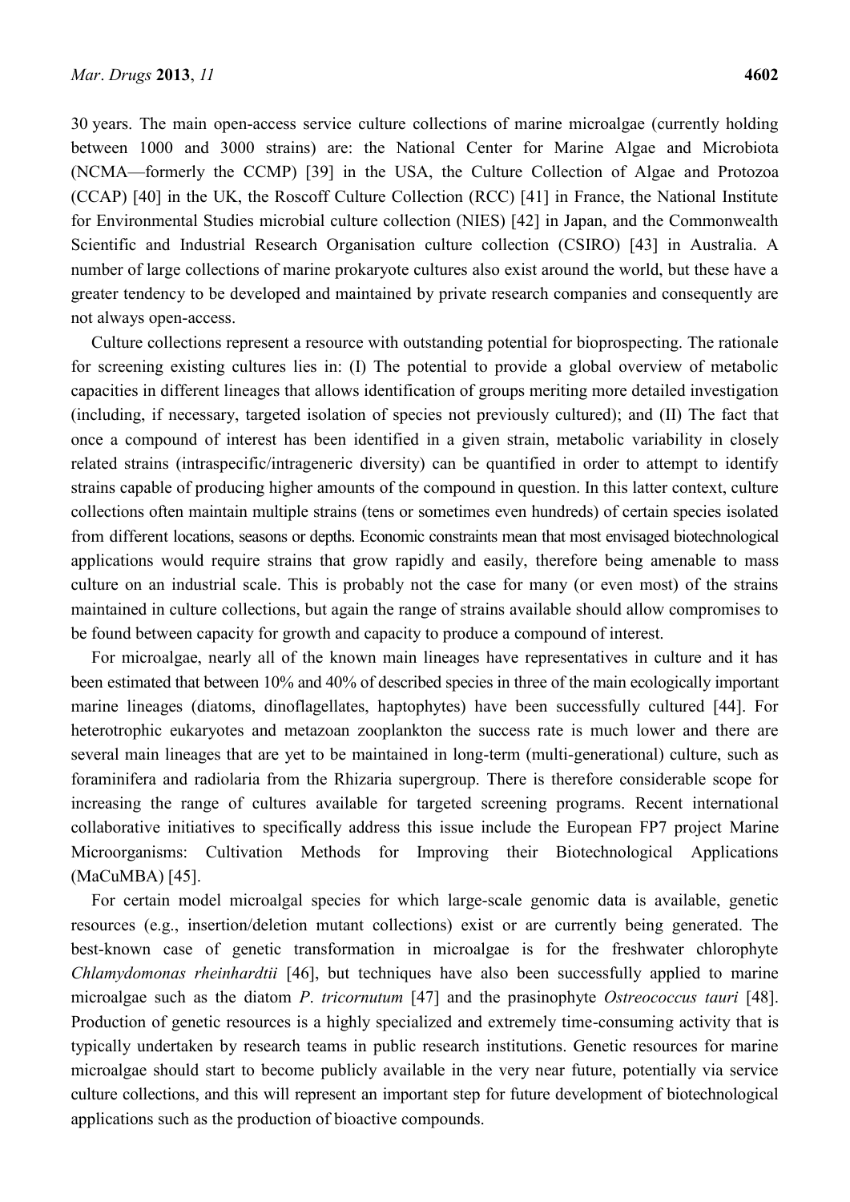30 years. The main open-access service culture collections of marine microalgae (currently holding between 1000 and 3000 strains) are: the National Center for Marine Algae and Microbiota (NCMA—formerly the CCMP) [39] in the USA, the Culture Collection of Algae and Protozoa (CCAP) [40] in the UK, the Roscoff Culture Collection (RCC) [41] in France, the National Institute for Environmental Studies microbial culture collection (NIES) [42] in Japan, and the Commonwealth Scientific and Industrial Research Organisation culture collection (CSIRO) [43] in Australia. A number of large collections of marine prokaryote cultures also exist around the world, but these have a greater tendency to be developed and maintained by private research companies and consequently are not always open-access.

Culture collections represent a resource with outstanding potential for bioprospecting. The rationale for screening existing cultures lies in: (I) The potential to provide a global overview of metabolic capacities in different lineages that allows identification of groups meriting more detailed investigation (including, if necessary, targeted isolation of species not previously cultured); and (II) The fact that once a compound of interest has been identified in a given strain, metabolic variability in closely related strains (intraspecific/intrageneric diversity) can be quantified in order to attempt to identify strains capable of producing higher amounts of the compound in question. In this latter context, culture collections often maintain multiple strains (tens or sometimes even hundreds) of certain species isolated from different locations, seasons or depths. Economic constraints mean that most envisaged biotechnological applications would require strains that grow rapidly and easily, therefore being amenable to mass culture on an industrial scale. This is probably not the case for many (or even most) of the strains maintained in culture collections, but again the range of strains available should allow compromises to be found between capacity for growth and capacity to produce a compound of interest.

For microalgae, nearly all of the known main lineages have representatives in culture and it has been estimated that between 10% and 40% of described species in three of the main ecologically important marine lineages (diatoms, dinoflagellates, haptophytes) have been successfully cultured [44]. For heterotrophic eukaryotes and metazoan zooplankton the success rate is much lower and there are several main lineages that are yet to be maintained in long-term (multi-generational) culture, such as foraminifera and radiolaria from the Rhizaria supergroup. There is therefore considerable scope for increasing the range of cultures available for targeted screening programs. Recent international collaborative initiatives to specifically address this issue include the European FP7 project Marine Microorganisms: Cultivation Methods for Improving their Biotechnological Applications (MaCuMBA) [45].

For certain model microalgal species for which large-scale genomic data is available, genetic resources (e.g., insertion/deletion mutant collections) exist or are currently being generated. The best-known case of genetic transformation in microalgae is for the freshwater chlorophyte *Chlamydomonas rheinhardtii* [46], but techniques have also been successfully applied to marine microalgae such as the diatom *P. tricornutum* [47] and the prasinophyte *Ostreococcus tauri* [48]. Production of genetic resources is a highly specialized and extremely time-consuming activity that is typically undertaken by research teams in public research institutions. Genetic resources for marine microalgae should start to become publicly available in the very near future, potentially via service culture collections, and this will represent an important step for future development of biotechnological applications such as the production of bioactive compounds.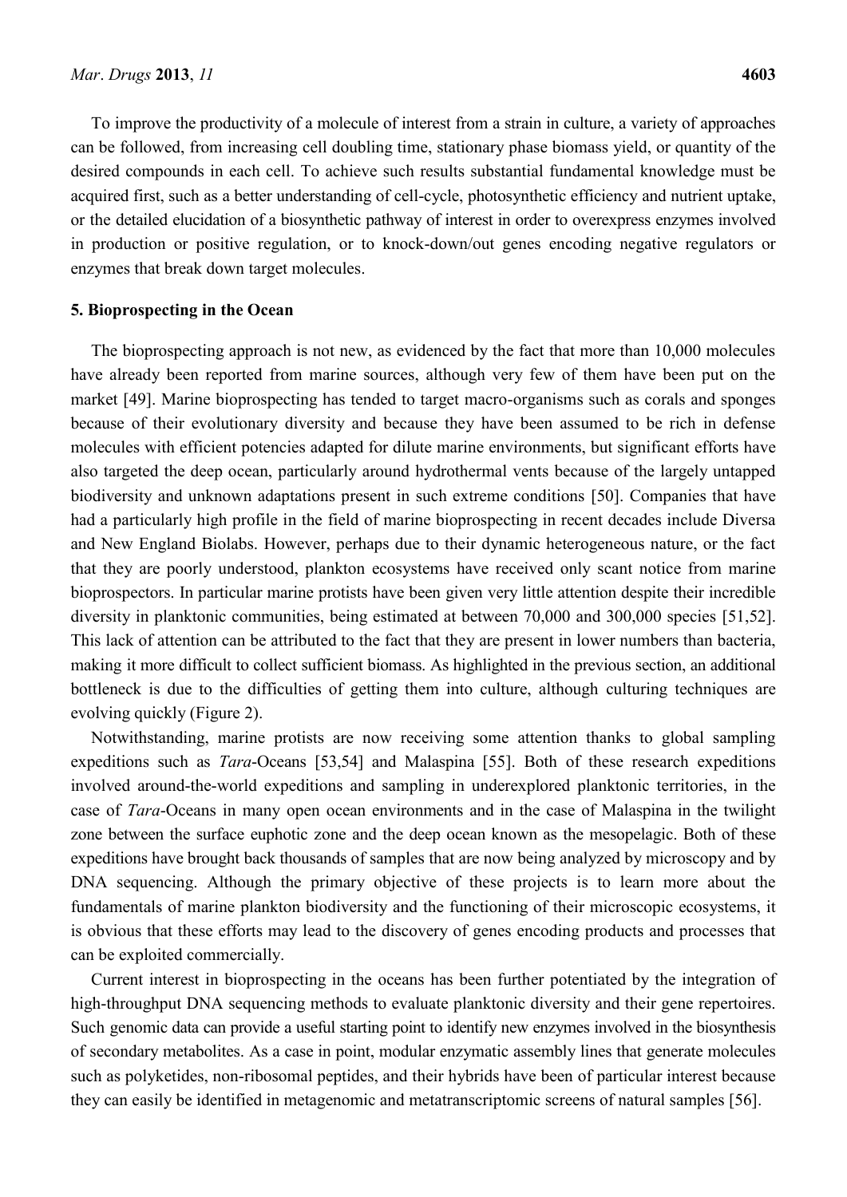To improve the productivity of a molecule of interest from a strain in culture, a variety of approaches can be followed, from increasing cell doubling time, stationary phase biomass yield, or quantity of the desired compounds in each cell. To achieve such results substantial fundamental knowledge must be acquired first, such as a better understanding of cell-cycle, photosynthetic efficiency and nutrient uptake, or the detailed elucidation of a biosynthetic pathway of interest in order to overexpress enzymes involved in production or positive regulation, or to knock-down/out genes encoding negative regulators or enzymes that break down target molecules.

## 5. Bioprospecting in the Ocean

The bioprospecting approach is not new, as evidenced by the fact that more than 10,000 molecules have already been reported from marine sources, although very few of them have been put on the market [49]. Marine bioprospecting has tended to target macro-organisms such as corals and sponges because of their evolutionary diversity and because they have been assumed to be rich in defense molecules with efficient potencies adapted for dilute marine environments, but significant efforts have also targeted the deep ocean, particularly around hydrothermal vents because of the largely untapped biodiversity and unknown adaptations present in such extreme conditions [50]. Companies that have had a particularly high profile in the field of marine bioprospecting in recent decades include Diversa and New England Biolabs. However, perhaps due to their dynamic heterogeneous nature, or the fact that they are poorly understood, plankton ecosystems have received only scant notice from marine bioprospectors. In particular marine protists have been given very little attention despite their incredible diversity in planktonic communities, being estimated at between 70,000 and 300,000 species [51,52]. This lack of attention can be attributed to the fact that they are present in lower numbers than bacteria, making it more difficult to collect sufficient biomass. As highlighted in the previous section, an additional bottleneck is due to the difficulties of getting them into culture, although culturing techniques are evolving quickly (Figure 2).

Notwithstanding, marine protists are now receiving some attention thanks to global sampling expeditions such as *Tara*-Oceans [53,54] and Malaspina [55]. Both of these research expeditions involved around-the-world expeditions and sampling in underexplored planktonic territories, in the case of *Tara*-Oceans in many open ocean environments and in the case of Malaspina in the twilight zone between the surface euphotic zone and the deep ocean known as the mesopelagic. Both of these expeditions have brought back thousands of samples that are now being analyzed by microscopy and by DNA sequencing. Although the primary objective of these projects is to learn more about the fundamentals of marine plankton biodiversity and the functioning of their microscopic ecosystems, it is obvious that these efforts may lead to the discovery of genes encoding products and processes that can be exploited commercially.

Current interest in bioprospecting in the oceans has been further potentiated by the integration of high-throughput DNA sequencing methods to evaluate planktonic diversity and their gene repertoires. Such genomic data can provide a useful starting point to identify new enzymes involved in the biosynthesis of secondary metabolites. As a case in point, modular enzymatic assembly lines that generate molecules such as polyketides, non-ribosomal peptides, and their hybrids have been of particular interest because they can easily be identified in metagenomic and metatranscriptomic screens of natural samples [56].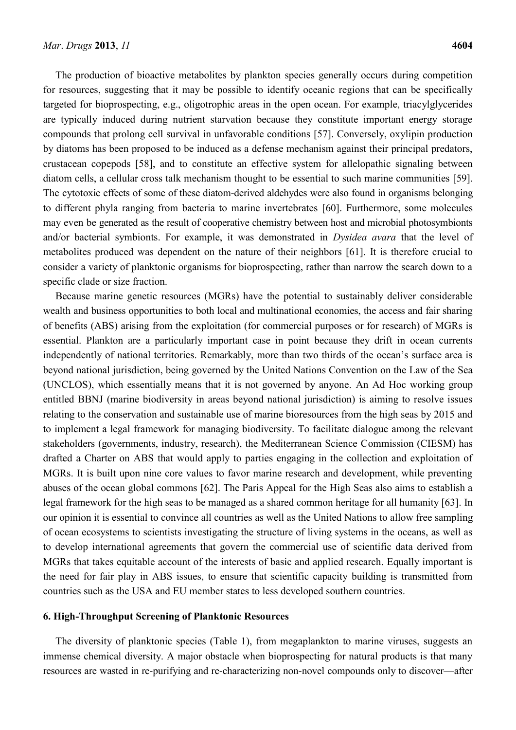The production of bioactive metabolites by plankton species generally occurs during competition for resources, suggesting that it may be possible to identify oceanic regions that can be specifically targeted for bioprospecting, e.g., oligotrophic areas in the open ocean. For example, triacylglycerides are typically induced during nutrient starvation because they constitute important energy storage compounds that prolong cell survival in unfavorable conditions [57]. Conversely, oxylipin production by diatoms has been proposed to be induced as a defense mechanism against their principal predators, crustacean copepods [58], and to constitute an effective system for allelopathic signaling between diatom cells, a cellular cross talk mechanism thought to be essential to such marine communities [59]. The cytotoxic effects of some of these diatom-derived aldehydes were also found in organisms belonging to different phyla ranging from bacteria to marine invertebrates [60]. Furthermore, some molecules may even be generated as the result of cooperative chemistry between host and microbial photosymbionts and/or bacterial symbionts. For example, it was demonstrated in *Dysidea avara* that the level of metabolites produced was dependent on the nature of their neighbors [61]. It is therefore crucial to consider a variety of planktonic organisms for bioprospecting, rather than narrow the search down to a specific clade or size fraction.

Because marine genetic resources (MGRs) have the potential to sustainably deliver considerable wealth and business opportunities to both local and multinational economies, the access and fair sharing of benefits (ABS) arising from the exploitation (for commercial purposes or for research) of MGRs is essential. Plankton are a particularly important case in point because they drift in ocean currents independently of national territories. Remarkably, more than two thirds of the ocean's surface area is beyond national jurisdiction, being governed by the United Nations Convention on the Law of the Sea (UNCLOS), which essentially means that it is not governed by anyone. An Ad Hoc working group entitled BBNJ (marine biodiversity in areas beyond national jurisdiction) is aiming to resolve issues relating to the conservation and sustainable use of marine bioresources from the high seas by 2015 and to implement a legal framework for managing biodiversity. To facilitate dialogue among the relevant stakeholders (governments, industry, research), the Mediterranean Science Commission (CIESM) has drafted a Charter on ABS that would apply to parties engaging in the collection and exploitation of MGRs. It is built upon nine core values to favor marine research and development, while preventing abuses of the ocean global commons [62]. The Paris Appeal for the High Seas also aims to establish a legal framework for the high seas to be managed as a shared common heritage for all humanity [63]. In our opinion it is essential to convince all countries as well as the United Nations to allow free sampling of ocean ecosystems to scientists investigating the structure of living systems in the oceans, as well as to develop international agreements that govern the commercial use of scientific data derived from MGRs that takes equitable account of the interests of basic and applied research. Equally important is the need for fair play in ABS issues, to ensure that scientific capacity building is transmitted from countries such as the USA and EU member states to less developed southern countries.

## 6. High-Throughput Screening of Planktonic Resources

The diversity of planktonic species (Table 1), from megaplankton to marine viruses, suggests an immense chemical diversity. A major obstacle when bioprospecting for natural products is that many resources are wasted in re-purifying and re-characterizing non-novel compounds only to discover—after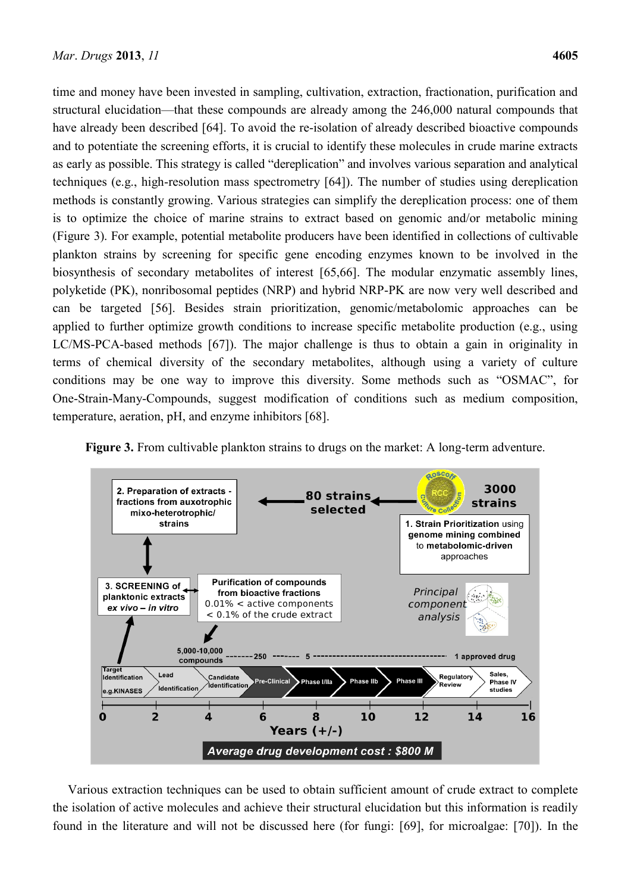time and money have been invested in sampling, cultivation, extraction, fractionation, purification and structural elucidation—that these compounds are already among the 246,000 natural compounds that have already been described [64]. To avoid the re-isolation of already described bioactive compounds and to potentiate the screening efforts, it is crucial to identify these molecules in crude marine extracts as early as possible. This strategy is called "dereplication" and involves various separation and analytical techniques (e.g., high-resolution mass spectrometry [64]). The number of studies using dereplication methods is constantly growing. Various strategies can simplify the dereplication process: one of them is to optimize the choice of marine strains to extract based on genomic and/or metabolic mining (Figure 3). For example, potential metabolite producers have been identified in collections of cultivable plankton strains by screening for specific gene encoding enzymes known to be involved in the biosynthesis of secondary metabolites of interest [65,66]. The modular enzymatic assembly lines, polyketide (PK), nonribosomal peptides (NRP) and hybrid NRP-PK are now very well described and can be targeted [56]. Besides strain prioritization, genomic/metabolomic approaches can be applied to further optimize growth conditions to increase specific metabolite production (e.g., using LC/MS-PCA-based methods [67]). The major challenge is thus to obtain a gain in originality in terms of chemical diversity of the secondary metabolites, although using a variety of culture conditions may be one way to improve this diversity. Some methods such as "OSMAC", for One-Strain-Many-Compounds, suggest modification of conditions such as medium composition, temperature, aeration, pH, and enzyme inhibitors [68].

**Figure 3.** From cultivable plankton strains to drugs on the market: A long-term adventure.

Various extraction techniques can be used to obtain sufficient amount of crude extract to complete the isolation of active molecules and achieve their structural elucidation but this information is readily found in the literature and will not be discussed here (for fungi: [69], for microalgae: [70]). In the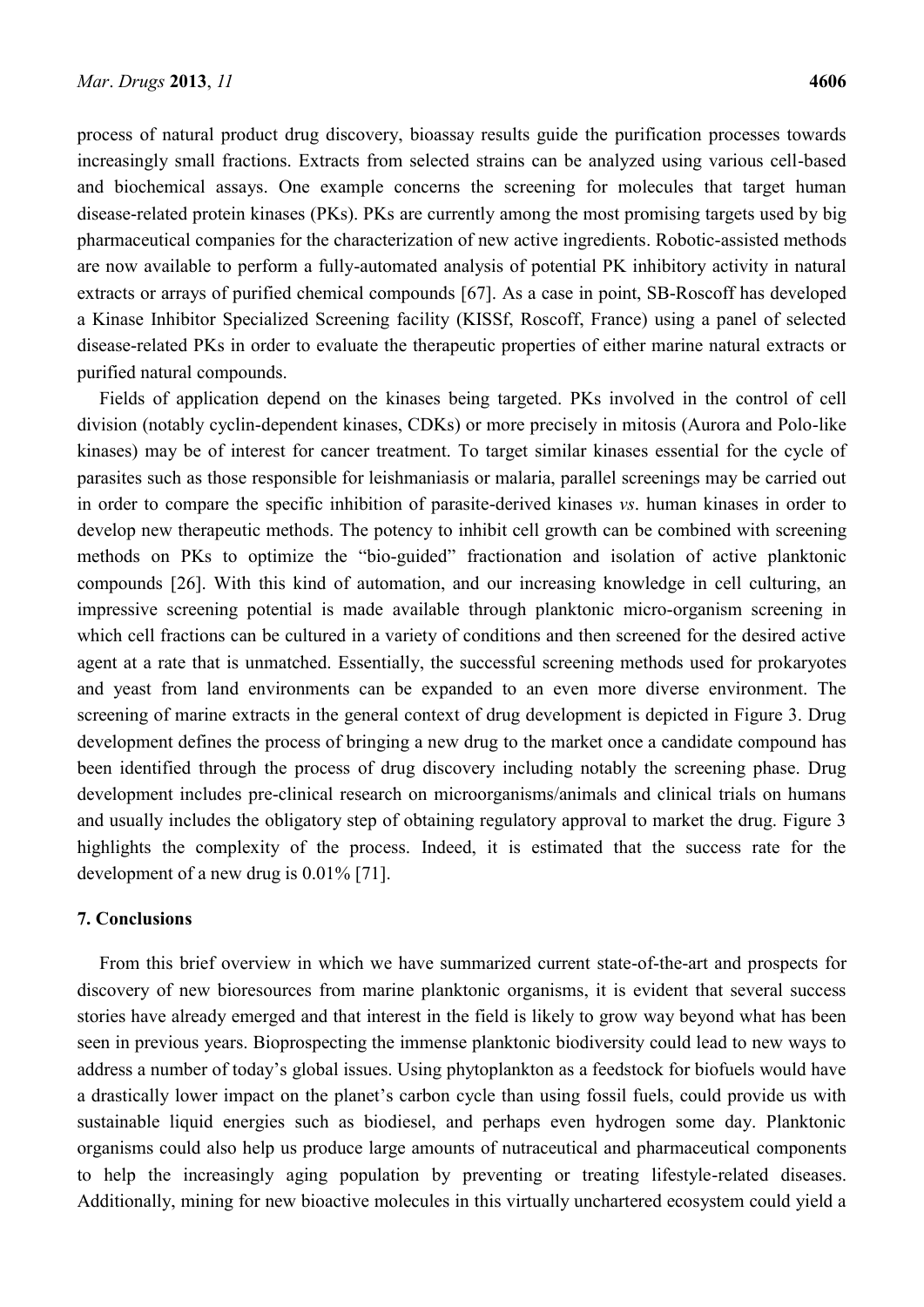process of natural product drug discovery, bioassay results guide the purification processes towards increasingly small fractions. Extracts from selected strains can be analyzed using various cell-based and biochemical assays. One example concerns the screening for molecules that target human disease-related protein kinases (PKs). PKs are currently among the most promising targets used by big pharmaceutical companies for the characterization of new active ingredients. Robotic-assisted methods are now available to perform a fully-automated analysis of potential PK inhibitory activity in natural extracts or arrays of purified chemical compounds [67]. As a case in point, SB-Roscoff has developed a Kinase Inhibitor Specialized Screening facility (KISSf, Roscoff, France) using a panel of selected disease-related PKs in order to evaluate the therapeutic properties of either marine natural extracts or purified natural compounds.

Fields of application depend on the kinases being targeted. PKs involved in the control of cell division (notably cyclin-dependent kinases, CDKs) or more precisely in mitosis (Aurora and Polo-like kinases) may be of interest for cancer treatment. To target similar kinases essential for the cycle of parasites such as those responsible for leishmaniasis or malaria, parallel screenings may be carried out in order to compare the specific inhibition of parasite-derived kinases *vs*. human kinases in order to develop new therapeutic methods. The potency to inhibit cell growth can be combined with screening methods on PKs to optimize the "bio-guided" fractionation and isolation of active planktonic compounds [26]. With this kind of automation, and our increasing knowledge in cell culturing, an impressive screening potential is made available through planktonic micro-organism screening in which cell fractions can be cultured in a variety of conditions and then screened for the desired active agent at a rate that is unmatched. Essentially, the successful screening methods used for prokaryotes and yeast from land environments can be expanded to an even more diverse environment. The screening of marine extracts in the general context of drug development is depicted in Figure 3. Drug development defines the process of bringing a new drug to the market once a candidate compound has been identified through the process of drug discovery including notably the screening phase. Drug development includes pre-clinical research on microorganisms/animals and clinical trials on humans and usually includes the obligatory step of obtaining regulatory approval to market the drug. Figure 3 highlights the complexity of the process. Indeed, it is estimated that the success rate for the development of a new drug is 0.01% [71].

## 7. Conclusions

From this brief overview in which we have summarized current state-of-the-art and prospects for discovery of new bioresources from marine planktonic organisms, it is evident that several success stories have already emerged and that interest in the field is likely to grow way beyond what has been seen in previous years. Bioprospecting the immense planktonic biodiversity could lead to new ways to address a number of today's global issues. Using phytoplankton as a feedstock for biofuels would have a drastically lower impact on the planet's carbon cycle than using fossil fuels, could provide us with sustainable liquid energies such as biodiesel, and perhaps even hydrogen some day. Planktonic organisms could also help us produce large amounts of nutraceutical and pharmaceutical components to help the increasingly aging population by preventing or treating lifestyle-related diseases. Additionally, mining for new bioactive molecules in this virtually unchartered ecosystem could yield a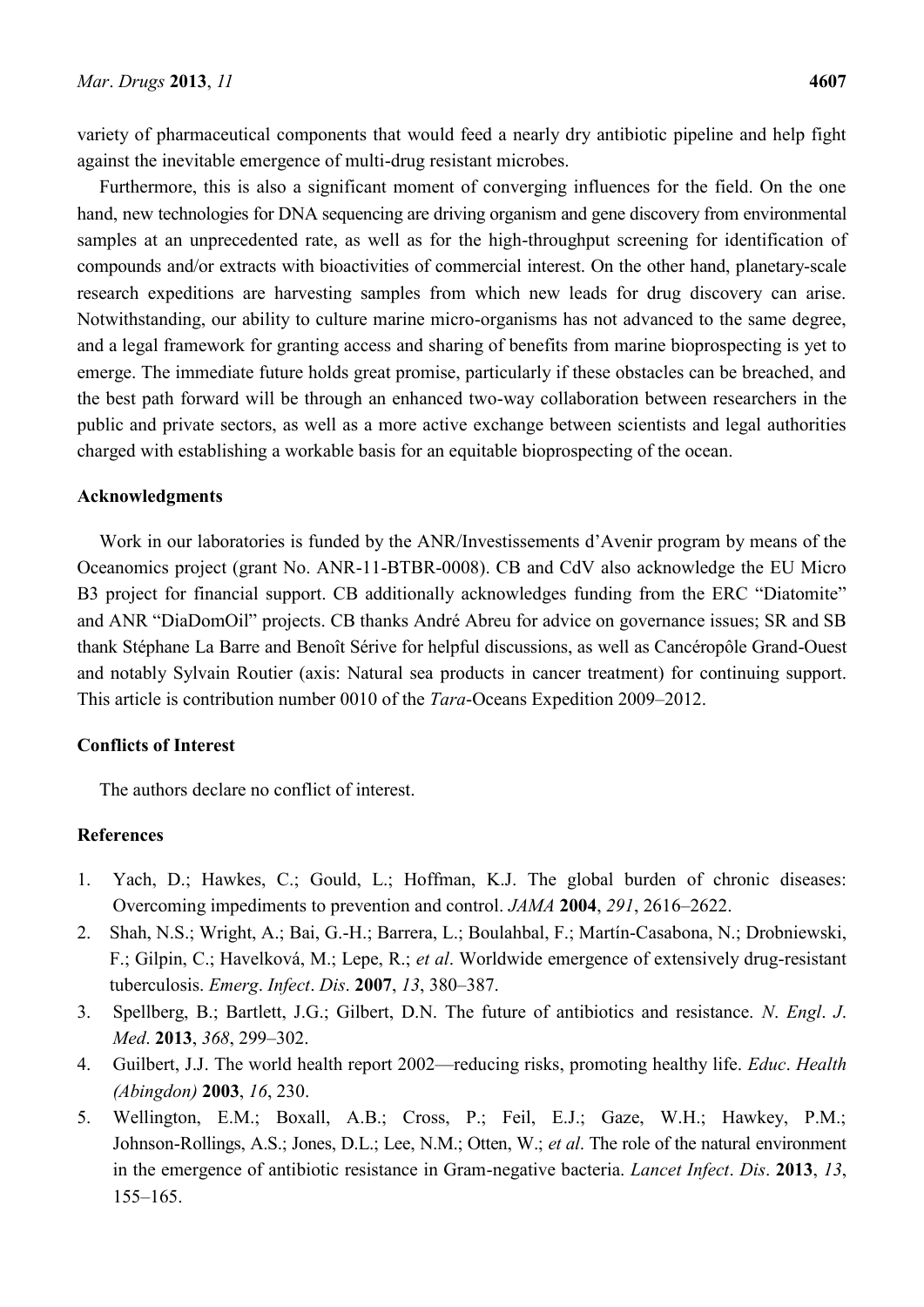variety of pharmaceutical components that would feed a nearly dry antibiotic pipeline and help fight against the inevitable emergence of multi-drug resistant microbes.

Furthermore, this is also a significant moment of converging influences for the field. On the one hand, new technologies for DNA sequencing are driving organism and gene discovery from environmental samples at an unprecedented rate, as well as for the high-throughput screening for identification of compounds and/or extracts with bioactivities of commercial interest. On the other hand, planetary-scale research expeditions are harvesting samples from which new leads for drug discovery can arise. Notwithstanding, our ability to culture marine micro-organisms has not advanced to the same degree, and a legal framework for granting access and sharing of benefits from marine bioprospecting is yet to emerge. The immediate future holds great promise, particularly if these obstacles can be breached, and the best path forward will be through an enhanced two-way collaboration between researchers in the public and private sectors, as well as a more active exchange between scientists and legal authorities charged with establishing a workable basis for an equitable bioprospecting of the ocean.

## Acknowledgments

Work in our laboratories is funded by the ANR/Investissements d'Avenir program by means of the Oceanomics project (grant No. ANR-11-BTBR-0008). CB and CdV also acknowledge the EU Micro B3 project for financial support. CB additionally acknowledges funding from the ERC "Diatomite" and ANR "DiaDomOil" projects. CB thanks André Abreu for advice on governance issues; SR and SB thank Stéphane La Barre and Benoît Sérive for helpful discussions, as well as Cancéropôle Grand-Ouest and notably Sylvain Routier (axis: Natural sea products in cancer treatment) for continuing support. This article is contribution number 0010 of the *Tara*-Oceans Expedition 2009–2012.

## Conflicts of Interest

The authors declare no conflict of interest.

## References

1. Yach, D.; Hawkes, C.; Gould, L.; Hoffman, K.J. The global burden of chronic diseases: Overcoming impediments to prevention and control. *JAMA* **2004**, *291*, 2616–2622.
2. Shah, N.S.; Wright, A.; Bai, G.-H.; Barrera, L.; Boulahbal, F.; Martín-Casabona, N.; Drobniewski, F.; Gilpin, C.; Havelková, M.; Lepe, R.; *et al*. Worldwide emergence of extensively drug-resistant tuberculosis. *Emerg*. *Infect*. *Dis*. **2007**, *13*, 380–387.
3. Spellberg, B.; Bartlett, J.G.; Gilbert, D.N. The future of antibiotics and resistance. *N*. *Engl*. *J*. *Med*. **2013**, *368*, 299–302.
4. Guilbert, J.J. The world health report 2002—reducing risks, promoting healthy life. *Educ*. *Health (Abingdon)* **2003**, *16*, 230.
5. Wellington, E.M.; Boxall, A.B.; Cross, P.; Feil, E.J.; Gaze, W.H.; Hawkey, P.M.; Johnson-Rollings, A.S.; Jones, D.L.; Lee, N.M.; Otten, W.; *et al*. The role of the natural environment in the emergence of antibiotic resistance in Gram-negative bacteria. *Lancet Infect*. *Dis*. **2013**, *13*, 155–165.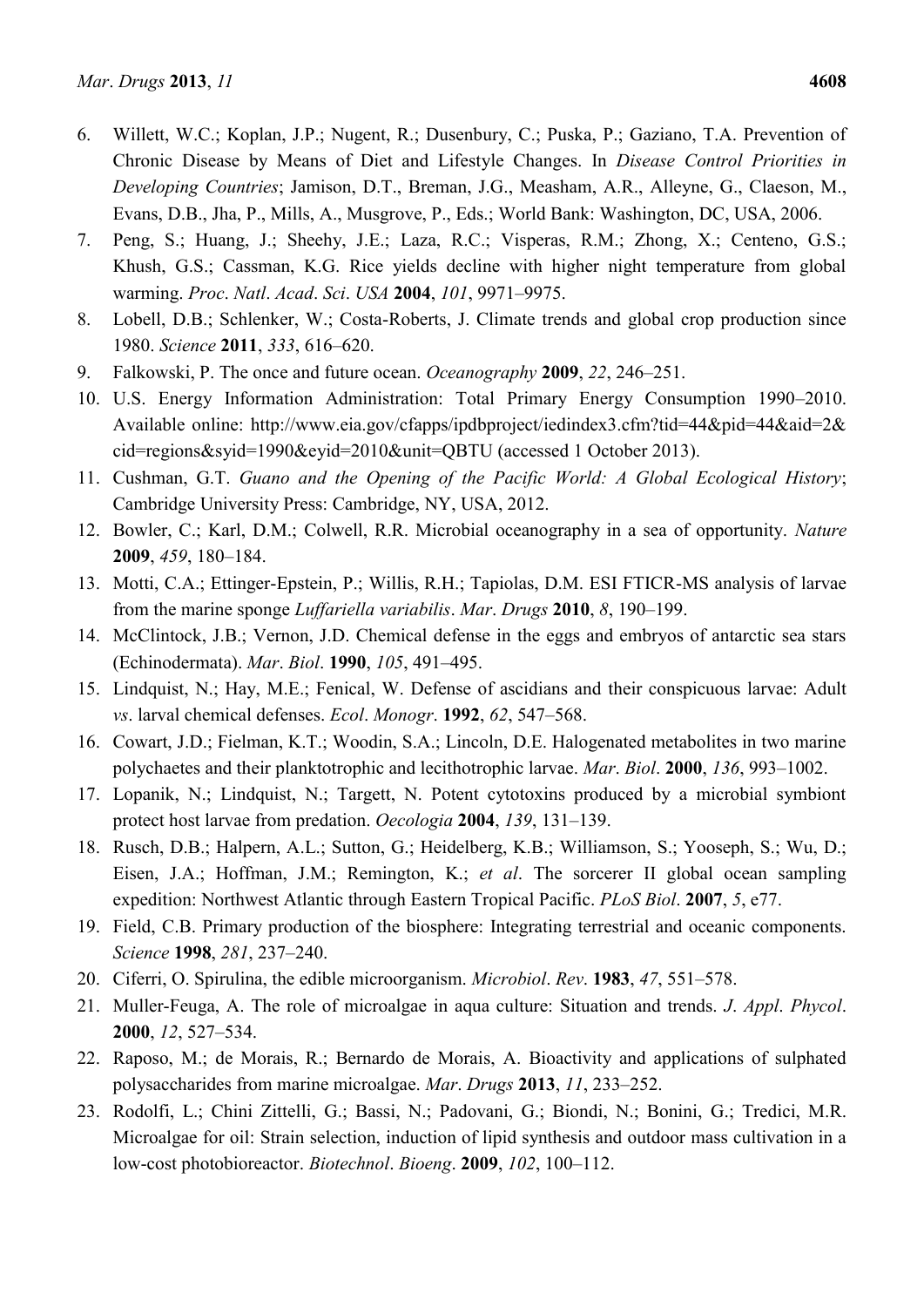6. Willett, W.C.; Koplan, J.P.; Nugent, R.; Dusenbury, C.; Puska, P.; Gaziano, T.A. Prevention of Chronic Disease by Means of Diet and Lifestyle Changes. In *Disease Control Priorities in Developing Countries*; Jamison, D.T., Breman, J.G., Measham, A.R., Alleyne, G., Claeson, M., Evans, D.B., Jha, P., Mills, A., Musgrove, P., Eds.; World Bank: Washington, DC, USA, 2006.
7. Peng, S.; Huang, J.; Sheehy, J.E.; Laza, R.C.; Visperas, R.M.; Zhong, X.; Centeno, G.S.; Khush, G.S.; Cassman, K.G. Rice yields decline with higher night temperature from global warming. *Proc*. *Natl*. *Acad*. *Sci*. *USA* **2004**, *101*, 9971–9975.
8. Lobell, D.B.; Schlenker, W.; Costa-Roberts, J. Climate trends and global crop production since 1980. *Science* **2011**, *333*, 616–620.
9. Falkowski, P. The once and future ocean. *Oceanography* **2009**, *22*, 246–251.
10. U.S. Energy Information Administration: Total Primary Energy Consumption 1990–2010. Available online: http://www.eia.gov/cfapps/ipdbproject/iedindex3.cfm?tid=44&pid=44&aid=2&cid=regions&syid=1990&eyid=2010&unit=QBTU (accessed 1 October 2013).
11. Cushman, G.T. *Guano and the Opening of the Pacific World: A Global Ecological History*; Cambridge University Press: Cambridge, NY, USA, 2012.
12. Bowler, C.; Karl, D.M.; Colwell, R.R. Microbial oceanography in a sea of opportunity. *Nature* **2009**, *459*, 180–184.
13. Motti, C.A.; Ettinger-Epstein, P.; Willis, R.H.; Tapiolas, D.M. ESI FTICR-MS analysis of larvae from the marine sponge *Luffariella variabilis*. *Mar*. *Drugs* **2010**, *8*, 190–199.
14. McClintock, J.B.; Vernon, J.D. Chemical defense in the eggs and embryos of antarctic sea stars (Echinodermata). *Mar*. *Biol*. **1990**, *105*, 491–495.
15. Lindquist, N.; Hay, M.E.; Fenical, W. Defense of ascidians and their conspicuous larvae: Adult *vs*. larval chemical defenses. *Ecol*. *Monogr*. **1992**, *62*, 547–568.
16. Cowart, J.D.; Fielman, K.T.; Woodin, S.A.; Lincoln, D.E. Halogenated metabolites in two marine polychaetes and their planktotrophic and lecithotrophic larvae. *Mar*. *Biol*. **2000**, *136*, 993–1002.
17. Lopanik, N.; Lindquist, N.; Targett, N. Potent cytotoxins produced by a microbial symbiont protect host larvae from predation. *Oecologia* **2004**, *139*, 131–139.
18. Rusch, D.B.; Halpern, A.L.; Sutton, G.; Heidelberg, K.B.; Williamson, S.; Yooseph, S.; Wu, D.; Eisen, J.A.; Hoffman, J.M.; Remington, K.; *et al*. The sorcerer II global ocean sampling expedition: Northwest Atlantic through Eastern Tropical Pacific. *PLoS Biol*. **2007**, *5*, e77.
19. Field, C.B. Primary production of the biosphere: Integrating terrestrial and oceanic components. *Science* **1998**, *281*, 237–240.
20. Ciferri, O. Spirulina, the edible microorganism. *Microbiol*. *Rev*. **1983**, *47*, 551–578.
21. Muller-Feuga, A. The role of microalgae in aqua culture: Situation and trends. *J*. *Appl*. *Phycol*. **2000**, *12*, 527–534.
22. Raposo, M.; de Morais, R.; Bernardo de Morais, A. Bioactivity and applications of sulphated polysaccharides from marine microalgae. *Mar*. *Drugs* **2013**, *11*, 233–252.
23. Rodolfi, L.; Chini Zittelli, G.; Bassi, N.; Padovani, G.; Biondi, N.; Bonini, G.; Tredici, M.R. Microalgae for oil: Strain selection, induction of lipid synthesis and outdoor mass cultivation in a low-cost photobioreactor. *Biotechnol*. *Bioeng*. **2009**, *102*, 100–112.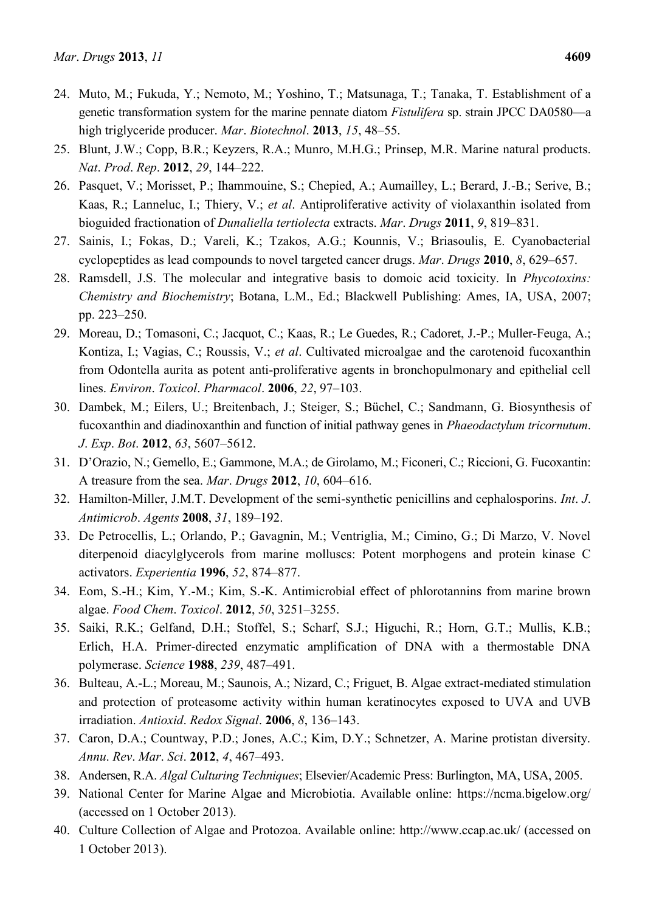24. Muto, M.; Fukuda, Y.; Nemoto, M.; Yoshino, T.; Matsunaga, T.; Tanaka, T. Establishment of a genetic transformation system for the marine pennate diatom *Fistulifera* sp. strain JPCC DA0580—a high triglyceride producer. *Mar*. *Biotechnol*. **2013**, *15*, 48–55.
25. Blunt, J.W.; Copp, B.R.; Keyzers, R.A.; Munro, M.H.G.; Prinsep, M.R. Marine natural products. *Nat*. *Prod*. *Rep*. **2012**, *29*, 144–222.
26. Pasquet, V.; Morisset, P.; Ihammouine, S.; Chepied, A.; Aumailley, L.; Berard, J.-B.; Serive, B.; Kaas, R.; Lanneluc, I.; Thiery, V.; *et al*. Antiproliferative activity of violaxanthin isolated from bioguided fractionation of *Dunaliella tertiolecta* extracts. *Mar*. *Drugs* **2011**, *9*, 819–831.
27. Sainis, I.; Fokas, D.; Vareli, K.; Tzakos, A.G.; Kounnis, V.; Briasoulis, E. Cyanobacterial cyclopeptides as lead compounds to novel targeted cancer drugs. *Mar*. *Drugs* **2010**, *8*, 629–657.
28. Ramsdell, J.S. The molecular and integrative basis to domoic acid toxicity. In *Phycotoxins: Chemistry and Biochemistry*; Botana, L.M., Ed.; Blackwell Publishing: Ames, IA, USA, 2007; pp. 223–250.
29. Moreau, D.; Tomasoni, C.; Jacquot, C.; Kaas, R.; Le Guedes, R.; Cadoret, J.-P.; Muller-Feuga, A.; Kontiza, I.; Vagias, C.; Roussis, V.; *et al*. Cultivated microalgae and the carotenoid fucoxanthin from Odontella aurita as potent anti-proliferative agents in bronchopulmonary and epithelial cell lines. *Environ*. *Toxicol*. *Pharmacol*. **2006**, *22*, 97–103.
30. Dambek, M.; Eilers, U.; Breitenbach, J.; Steiger, S.; Büchel, C.; Sandmann, G. Biosynthesis of fucoxanthin and diadinoxanthin and function of initial pathway genes in *Phaeodactylum tricornutum*. *J*. *Exp*. *Bot*. **2012**, *63*, 5607–5612.
31. D'Orazio, N.; Gemello, E.; Gammone, M.A.; de Girolamo, M.; Ficoneri, C.; Riccioni, G. Fucoxantin: A treasure from the sea. *Mar*. *Drugs* **2012**, *10*, 604–616.
32. Hamilton-Miller, J.M.T. Development of the semi-synthetic penicillins and cephalosporins. *Int*. *J*. *Antimicrob*. *Agents* **2008**, *31*, 189–192.
33. De Petrocellis, L.; Orlando, P.; Gavagnin, M.; Ventriglia, M.; Cimino, G.; Di Marzo, V. Novel diterpenoid diacylglycerols from marine molluscs: Potent morphogens and protein kinase C activators. *Experientia* **1996**, *52*, 874–877.
34. Eom, S.-H.; Kim, Y.-M.; Kim, S.-K. Antimicrobial effect of phlorotannins from marine brown algae. *Food Chem*. *Toxicol*. **2012**, *50*, 3251–3255.
35. Saiki, R.K.; Gelfand, D.H.; Stoffel, S.; Scharf, S.J.; Higuchi, R.; Horn, G.T.; Mullis, K.B.; Erlich, H.A. Primer-directed enzymatic amplification of DNA with a thermostable DNA polymerase. *Science* **1988**, *239*, 487–491.
36. Bulteau, A.-L.; Moreau, M.; Saunois, A.; Nizard, C.; Friguet, B. Algae extract-mediated stimulation and protection of proteasome activity within human keratinocytes exposed to UVA and UVB irradiation. *Antioxid*. *Redox Signal*. **2006**, *8*, 136–143.
37. Caron, D.A.; Countway, P.D.; Jones, A.C.; Kim, D.Y.; Schnetzer, A. Marine protistan diversity. *Annu*. *Rev*. *Mar*. *Sci*. **2012**, *4*, 467–493.
38. Andersen, R.A. *Algal Culturing Techniques*; Elsevier/Academic Press: Burlington, MA, USA, 2005.
39. National Center for Marine Algae and Microbiotia. Available online: https://ncma.bigelow.org/ (accessed on 1 October 2013).
40. Culture Collection of Algae and Protozoa. Available online: http://www.ccap.ac.uk/ (accessed on 1 October 2013).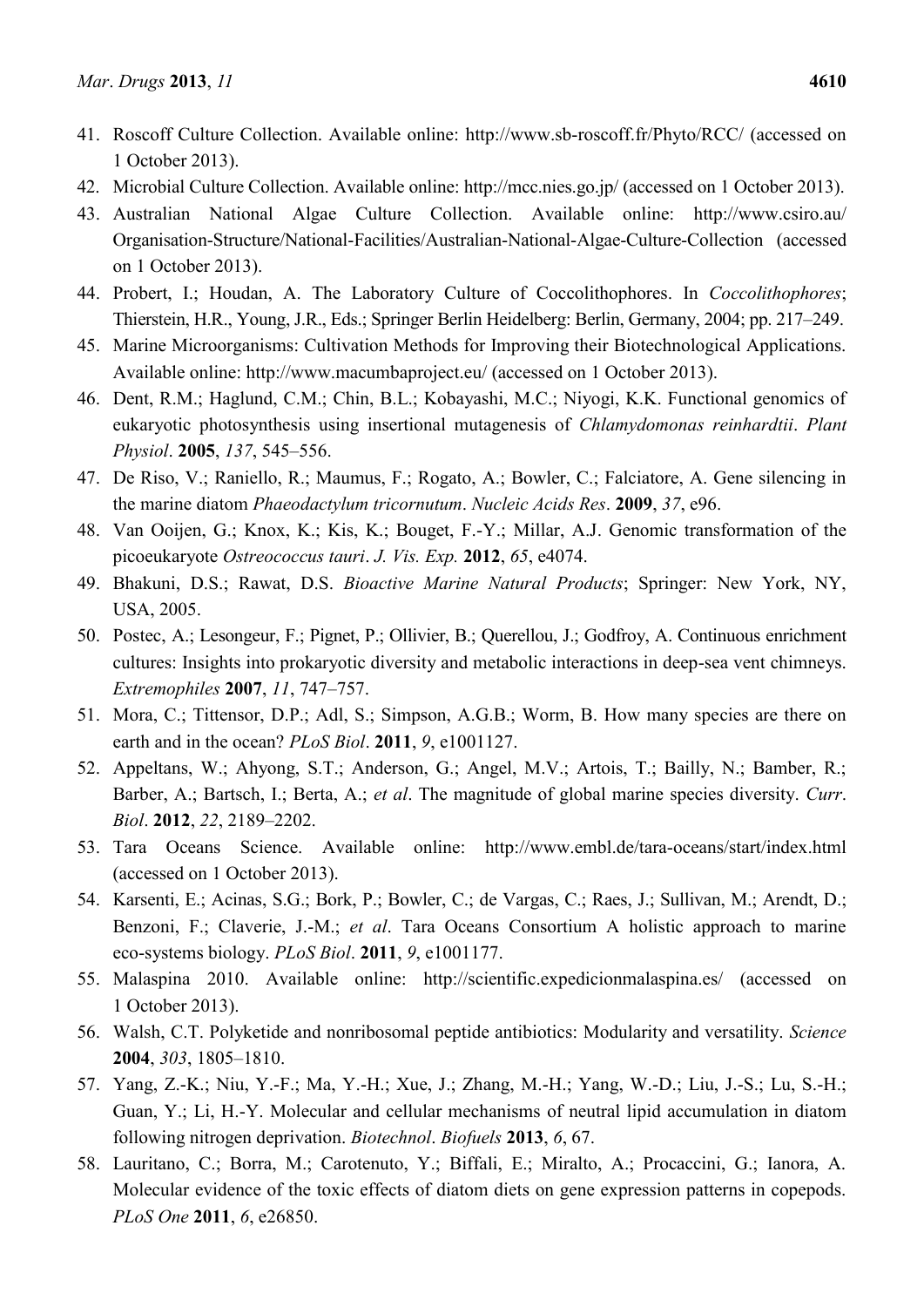41. Roscoff Culture Collection. Available online: http://www.sb-roscoff.fr/Phyto/RCC/ (accessed on 1 October 2013).
42. Microbial Culture Collection. Available online: http://mcc.nies.go.jp/ (accessed on 1 October 2013).
43. Australian National Algae Culture Collection. Available online: http://www.csiro.au/Organisation-Structure/National-Facilities/Australian-National-Algae-Culture-Collection (accessed on 1 October 2013).
44. Probert, I.; Houdan, A. The Laboratory Culture of Coccolithophores. In *Coccolithophores*; Thierstein, H.R., Young, J.R., Eds.; Springer Berlin Heidelberg: Berlin, Germany, 2004; pp. 217–249.
45. Marine Microorganisms: Cultivation Methods for Improving their Biotechnological Applications. Available online: http://www.macumbaproject.eu/ (accessed on 1 October 2013).
46. Dent, R.M.; Haglund, C.M.; Chin, B.L.; Kobayashi, M.C.; Niyogi, K.K. Functional genomics of eukaryotic photosynthesis using insertional mutagenesis of *Chlamydomonas reinhardtii*. *Plant Physiol*. **2005**, *137*, 545–556.
47. De Riso, V.; Raniello, R.; Maumus, F.; Rogato, A.; Bowler, C.; Falciatore, A. Gene silencing in the marine diatom *Phaeodactylum tricornutum*. *Nucleic Acids Res*. **2009**, *37*, e96.
48. Van Ooijen, G.; Knox, K.; Kis, K.; Bouget, F.-Y.; Millar, A.J. Genomic transformation of the picoeukaryote *Ostreococcus tauri*. *J. Vis. Exp.* **2012**, *65*, e4074.
49. Bhakuni, D.S.; Rawat, D.S. *Bioactive Marine Natural Products*; Springer: New York, NY, USA, 2005.
50. Postec, A.; Lesongeur, F.; Pignet, P.; Ollivier, B.; Querellou, J.; Godfroy, A. Continuous enrichment cultures: Insights into prokaryotic diversity and metabolic interactions in deep-sea vent chimneys. *Extremophiles* **2007**, *11*, 747–757.
51. Mora, C.; Tittensor, D.P.; Adl, S.; Simpson, A.G.B.; Worm, B. How many species are there on earth and in the ocean? *PLoS Biol*. **2011**, *9*, e1001127.
52. Appeltans, W.; Ahyong, S.T.; Anderson, G.; Angel, M.V.; Artois, T.; Bailly, N.; Bamber, R.; Barber, A.; Bartsch, I.; Berta, A.; *et al*. The magnitude of global marine species diversity. *Curr. Biol*. **2012**, *22*, 2189–2202.
53. Tara Oceans Science. Available online: http://www.embl.de/tara-oceans/start/index.html (accessed on 1 October 2013).
54. Karsenti, E.; Acinas, S.G.; Bork, P.; Bowler, C.; de Vargas, C.; Raes, J.; Sullivan, M.; Arendt, D.; Benzoni, F.; Claverie, J.-M.; *et al*. Tara Oceans Consortium A holistic approach to marine eco-systems biology. *PLoS Biol*. **2011**, *9*, e1001177.
55. Malaspina 2010. Available online: http://scientific.expedicionmalaspina.es/ (accessed on 1 October 2013).
56. Walsh, C.T. Polyketide and nonribosomal peptide antibiotics: Modularity and versatility. *Science* **2004**, *303*, 1805–1810.
57. Yang, Z.-K.; Niu, Y.-F.; Ma, Y.-H.; Xue, J.; Zhang, M.-H.; Yang, W.-D.; Liu, J.-S.; Lu, S.-H.; Guan, Y.; Li, H.-Y. Molecular and cellular mechanisms of neutral lipid accumulation in diatom following nitrogen deprivation. *Biotechnol*. *Biofuels* **2013**, *6*, 67.
58. Lauritano, C.; Borra, M.; Carotenuto, Y.; Biffali, E.; Miralto, A.; Procaccini, G.; Ianora, A. Molecular evidence of the toxic effects of diatom diets on gene expression patterns in copepods. *PLoS One* **2011**, *6*, e26850.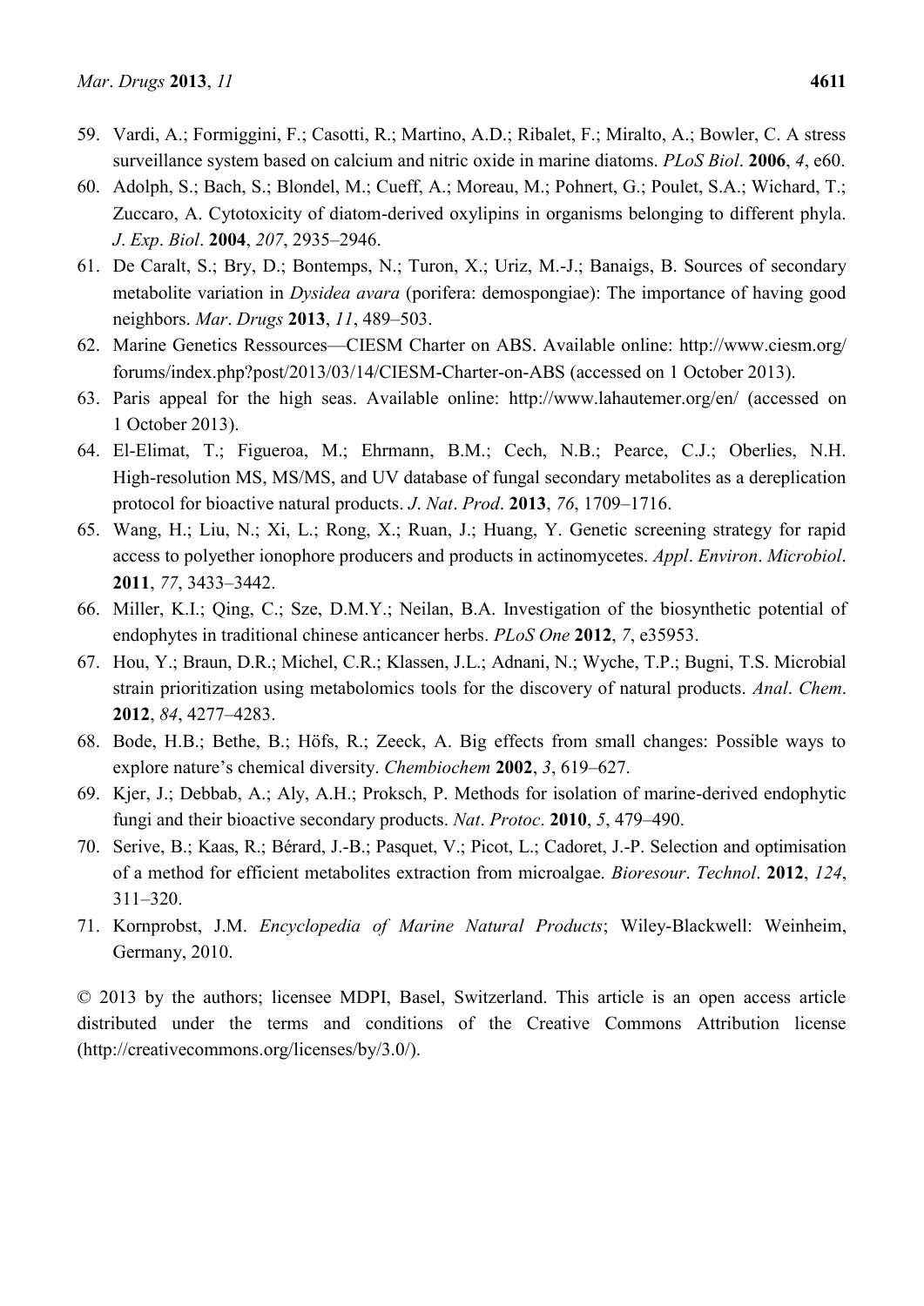59. Vardi, A.; Formiggini, F.; Casotti, R.; Martino, A.D.; Ribalet, F.; Miralto, A.; Bowler, C. A stress surveillance system based on calcium and nitric oxide in marine diatoms. *PLoS Biol*. **2006**, *4*, e60.
60. Adolph, S.; Bach, S.; Blondel, M.; Cueff, A.; Moreau, M.; Pohnert, G.; Poulet, S.A.; Wichard, T.; Zuccaro, A. Cytotoxicity of diatom-derived oxylipins in organisms belonging to different phyla. *J*. *Exp*. *Biol*. **2004**, *207*, 2935–2946.
61. De Caralt, S.; Bry, D.; Bontemps, N.; Turon, X.; Uriz, M.-J.; Banaigs, B. Sources of secondary metabolite variation in *Dysidea avara* (porifera: demospongiae): The importance of having good neighbors. *Mar*. *Drugs* **2013**, *11*, 489–503.
62. Marine Genetics Ressources—CIESM Charter on ABS. Available online: http://www.ciesm.org/forums/index.php?post/2013/03/14/CIESM-Charter-on-ABS (accessed on 1 October 2013).
63. Paris appeal for the high seas. Available online: http://www.lahautemer.org/en/ (accessed on 1 October 2013).
64. El-Elimat, T.; Figueroa, M.; Ehrmann, B.M.; Cech, N.B.; Pearce, C.J.; Oberlies, N.H. High-resolution MS, MS/MS, and UV database of fungal secondary metabolites as a dereplication protocol for bioactive natural products. *J*. *Nat*. *Prod*. **2013**, *76*, 1709–1716.
65. Wang, H.; Liu, N.; Xi, L.; Rong, X.; Ruan, J.; Huang, Y. Genetic screening strategy for rapid access to polyether ionophore producers and products in actinomycetes. *Appl*. *Environ*. *Microbiol*. **2011**, *77*, 3433–3442.
66. Miller, K.I.; Qing, C.; Sze, D.M.Y.; Neilan, B.A. Investigation of the biosynthetic potential of endophytes in traditional chinese anticancer herbs. *PLoS One* **2012**, *7*, e35953.
67. Hou, Y.; Braun, D.R.; Michel, C.R.; Klassen, J.L.; Adnani, N.; Wyche, T.P.; Bugni, T.S. Microbial strain prioritization using metabolomics tools for the discovery of natural products. *Anal*. *Chem*. **2012**, *84*, 4277–4283.
68. Bode, H.B.; Bethe, B.; Höfs, R.; Zeeck, A. Big effects from small changes: Possible ways to explore nature's chemical diversity. *Chembiochem* **2002**, *3*, 619–627.
69. Kjer, J.; Debbab, A.; Aly, A.H.; Proksch, P. Methods for isolation of marine-derived endophytic fungi and their bioactive secondary products. *Nat*. *Protoc*. **2010**, *5*, 479–490.
70. Serive, B.; Kaas, R.; Bérard, J.-B.; Pasquet, V.; Picot, L.; Cadoret, J.-P. Selection and optimisation of a method for efficient metabolites extraction from microalgae. *Bioresour*. *Technol*. **2012**, *124*, 311–320.
71. Kornprobst, J.M. *Encyclopedia of Marine Natural Products*; Wiley-Blackwell: Weinheim, Germany, 2010.

© 2013 by the authors; licensee MDPI, Basel, Switzerland. This article is an open access article distributed under the terms and conditions of the Creative Commons Attribution license (http://creativecommons.org/licenses/by/3.0/).